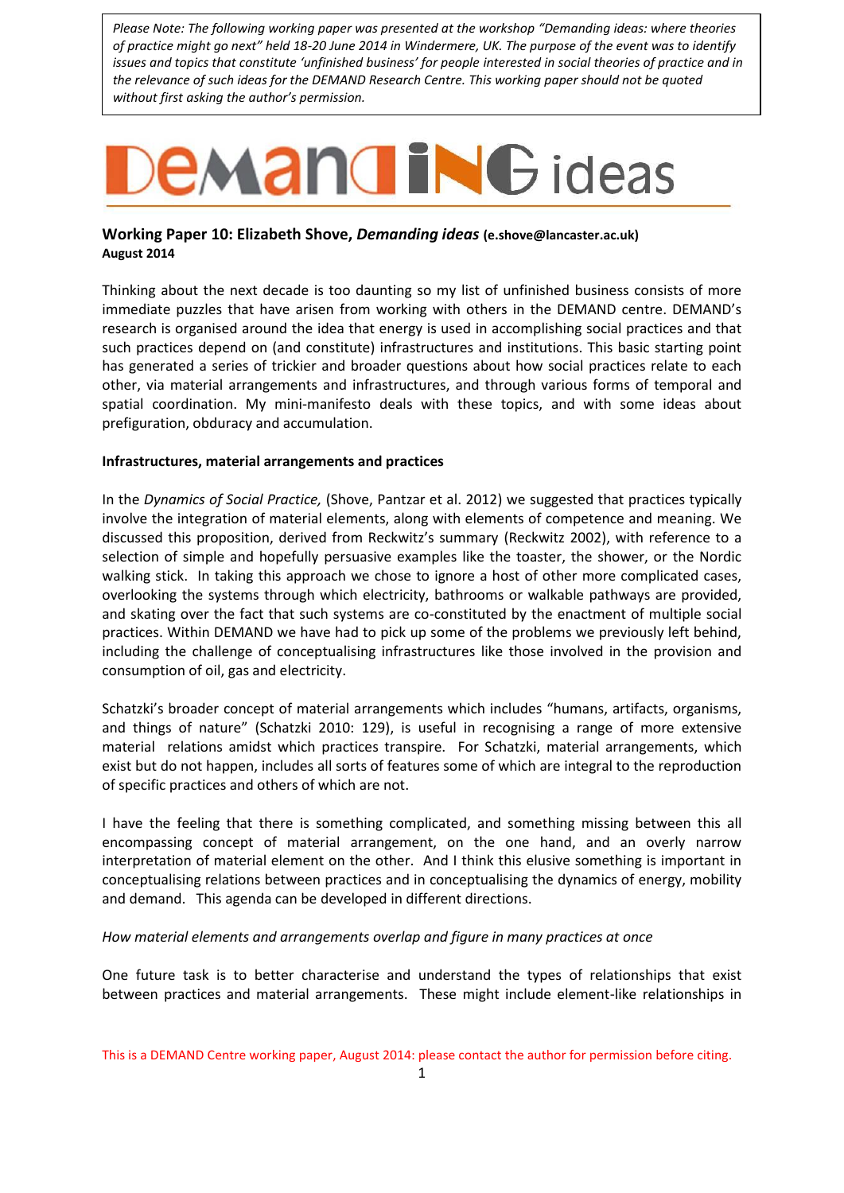*Please Note: The following working paper was presented at the workshop "Demanding ideas: where theories of practice might go next" held 18-20 June 2014 in Windermere, UK. The purpose of the event was to identify issues and topics that constitute 'unfinished business' for people interested in social theories of practice and in the relevance of such ideas for the DEMAND Research Centre. This working paper should not be quoted without first asking the author's permission.*

# DEMANDING ideas

**Working Paper 10: Elizabeth Shove, *Demanding ideas* (e.shove@lancaster.ac.uk)**
**August 2014**

Thinking about the next decade is too daunting so my list of unfinished business consists of more immediate puzzles that have arisen from working with others in the DEMAND centre. DEMAND's research is organised around the idea that energy is used in accomplishing social practices and that such practices depend on (and constitute) infrastructures and institutions. This basic starting point has generated a series of trickier and broader questions about how social practices relate to each other, via material arrangements and infrastructures, and through various forms of temporal and spatial coordination. My mini-manifesto deals with these topics, and with some ideas about prefiguration, obduracy and accumulation.

**Infrastructures, material arrangements and practices**

In the *Dynamics of Social Practice,* (Shove, Pantzar et al. 2012) we suggested that practices typically involve the integration of material elements, along with elements of competence and meaning. We discussed this proposition, derived from Reckwitz's summary (Reckwitz 2002), with reference to a selection of simple and hopefully persuasive examples like the toaster, the shower, or the Nordic walking stick. In taking this approach we chose to ignore a host of other more complicated cases, overlooking the systems through which electricity, bathrooms or walkable pathways are provided, and skating over the fact that such systems are co-constituted by the enactment of multiple social practices. Within DEMAND we have had to pick up some of the problems we previously left behind, including the challenge of conceptualising infrastructures like those involved in the provision and consumption of oil, gas and electricity.

Schatzki's broader concept of material arrangements which includes "humans, artifacts, organisms, and things of nature" (Schatzki 2010: 129), is useful in recognising a range of more extensive material relations amidst which practices transpire. For Schatzki, material arrangements, which exist but do not happen, includes all sorts of features some of which are integral to the reproduction of specific practices and others of which are not.

I have the feeling that there is something complicated, and something missing between this all encompassing concept of material arrangement, on the one hand, and an overly narrow interpretation of material element on the other. And I think this elusive something is important in conceptualising relations between practices and in conceptualising the dynamics of energy, mobility and demand. This agenda can be developed in different directions.

*How material elements and arrangements overlap and figure in many practices at once*

One future task is to better characterise and understand the types of relationships that exist between practices and material arrangements. These might include element-like relationships in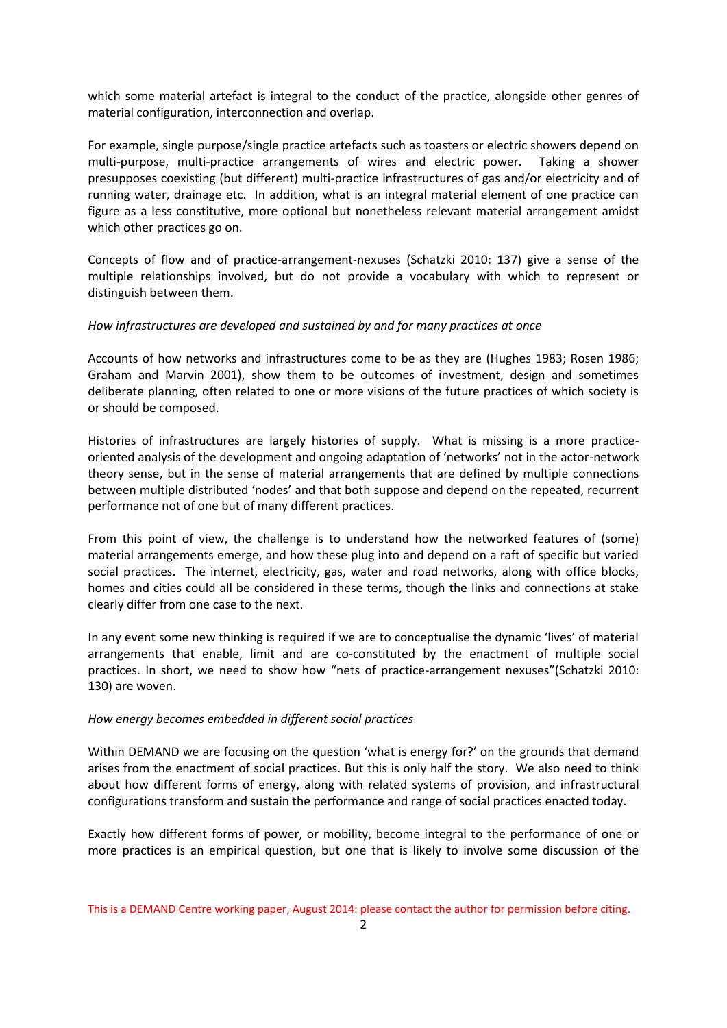which some material artefact is integral to the conduct of the practice, alongside other genres of material configuration, interconnection and overlap.

For example, single purpose/single practice artefacts such as toasters or electric showers depend on multi-purpose, multi-practice arrangements of wires and electric power. Taking a shower presupposes coexisting (but different) multi-practice infrastructures of gas and/or electricity and of running water, drainage etc. In addition, what is an integral material element of one practice can figure as a less constitutive, more optional but nonetheless relevant material arrangement amidst which other practices go on.

Concepts of flow and of practice-arrangement-nexuses (Schatzki 2010: 137) give a sense of the multiple relationships involved, but do not provide a vocabulary with which to represent or distinguish between them.

*How infrastructures are developed and sustained by and for many practices at once*

Accounts of how networks and infrastructures come to be as they are (Hughes 1983; Rosen 1986; Graham and Marvin 2001), show them to be outcomes of investment, design and sometimes deliberate planning, often related to one or more visions of the future practices of which society is or should be composed.

Histories of infrastructures are largely histories of supply. What is missing is a more practice-oriented analysis of the development and ongoing adaptation of 'networks' not in the actor-network theory sense, but in the sense of material arrangements that are defined by multiple connections between multiple distributed 'nodes' and that both suppose and depend on the repeated, recurrent performance not of one but of many different practices.

From this point of view, the challenge is to understand how the networked features of (some) material arrangements emerge, and how these plug into and depend on a raft of specific but varied social practices. The internet, electricity, gas, water and road networks, along with office blocks, homes and cities could all be considered in these terms, though the links and connections at stake clearly differ from one case to the next.

In any event some new thinking is required if we are to conceptualise the dynamic 'lives' of material arrangements that enable, limit and are co-constituted by the enactment of multiple social practices. In short, we need to show how "nets of practice-arrangement nexuses"(Schatzki 2010: 130) are woven.

*How energy becomes embedded in different social practices*

Within DEMAND we are focusing on the question 'what is energy for?' on the grounds that demand arises from the enactment of social practices. But this is only half the story. We also need to think about how different forms of energy, along with related systems of provision, and infrastructural configurations transform and sustain the performance and range of social practices enacted today.

Exactly how different forms of power, or mobility, become integral to the performance of one or more practices is an empirical question, but one that is likely to involve some discussion of the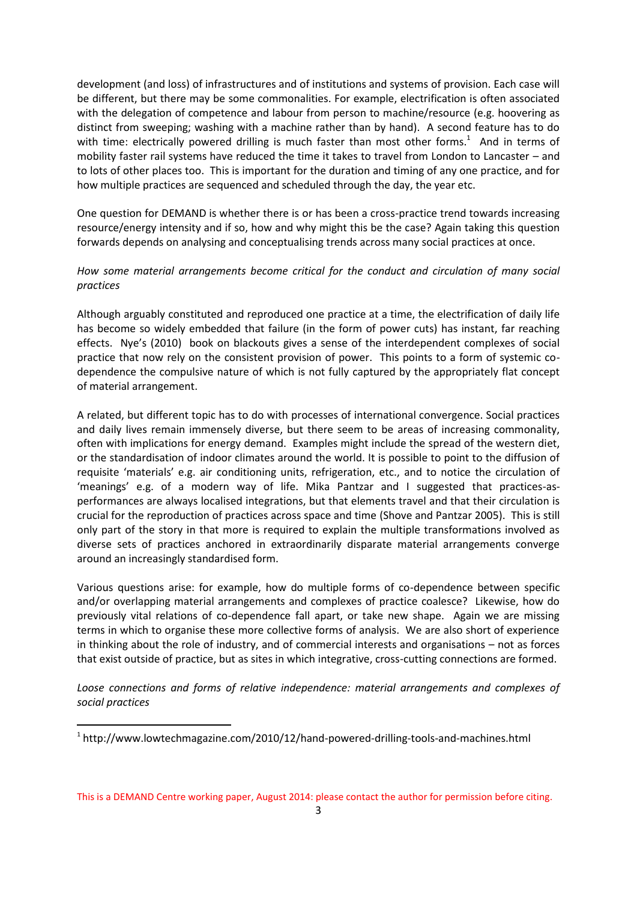development (and loss) of infrastructures and of institutions and systems of provision. Each case will be different, but there may be some commonalities. For example, electrification is often associated with the delegation of competence and labour from person to machine/resource (e.g. hoovering as distinct from sweeping; washing with a machine rather than by hand). A second feature has to do with time: electrically powered drilling is much faster than most other forms.[1] And in terms of mobility faster rail systems have reduced the time it takes to travel from London to Lancaster – and to lots of other places too. This is important for the duration and timing of any one practice, and for how multiple practices are sequenced and scheduled through the day, the year etc.

One question for DEMAND is whether there is or has been a cross-practice trend towards increasing resource/energy intensity and if so, how and why might this be the case? Again taking this question forwards depends on analysing and conceptualising trends across many social practices at once.

*How some material arrangements become critical for the conduct and circulation of many social practices*

Although arguably constituted and reproduced one practice at a time, the electrification of daily life has become so widely embedded that failure (in the form of power cuts) has instant, far reaching effects. Nye's (2010) book on blackouts gives a sense of the interdependent complexes of social practice that now rely on the consistent provision of power. This points to a form of systemic co-dependence the compulsive nature of which is not fully captured by the appropriately flat concept of material arrangement.

A related, but different topic has to do with processes of international convergence. Social practices and daily lives remain immensely diverse, but there seem to be areas of increasing commonality, often with implications for energy demand. Examples might include the spread of the western diet, or the standardisation of indoor climates around the world. It is possible to point to the diffusion of requisite 'materials' e.g. air conditioning units, refrigeration, etc., and to notice the circulation of 'meanings' e.g. of a modern way of life. Mika Pantzar and I suggested that practices-as-performances are always localised integrations, but that elements travel and that their circulation is crucial for the reproduction of practices across space and time (Shove and Pantzar 2005). This is still only part of the story in that more is required to explain the multiple transformations involved as diverse sets of practices anchored in extraordinarily disparate material arrangements converge around an increasingly standardised form.

Various questions arise: for example, how do multiple forms of co-dependence between specific and/or overlapping material arrangements and complexes of practice coalesce? Likewise, how do previously vital relations of co-dependence fall apart, or take new shape. Again we are missing terms in which to organise these more collective forms of analysis. We are also short of experience in thinking about the role of industry, and of commercial interests and organisations – not as forces that exist outside of practice, but as sites in which integrative, cross-cutting connections are formed.

*Loose connections and forms of relative independence: material arrangements and complexes of social practices*

[1] http://www.lowtechmagazine.com/2010/12/hand-powered-drilling-tools-and-machines.html

This is a DEMAND Centre working paper, August 2014: please contact the author for permission before citing.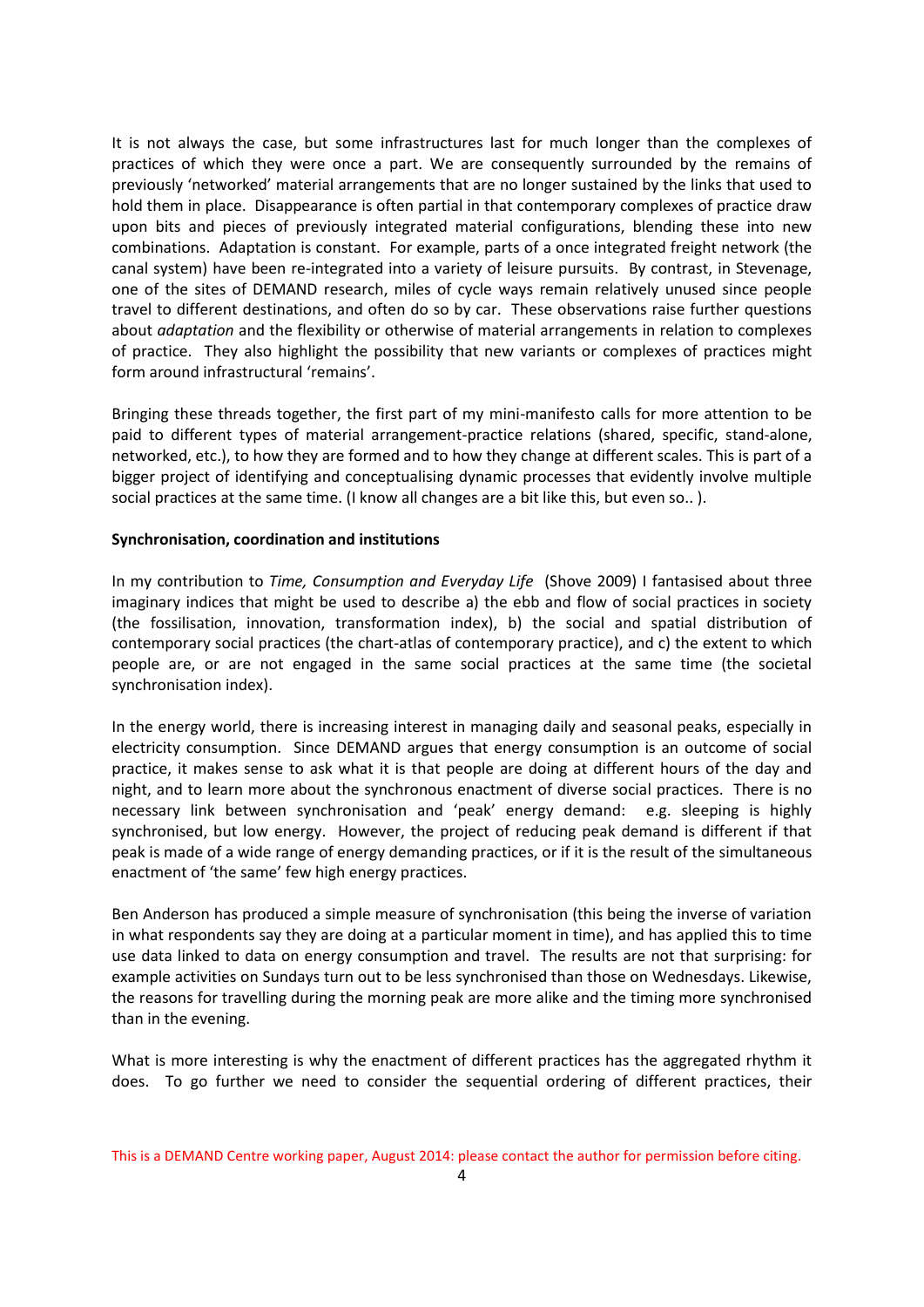It is not always the case, but some infrastructures last for much longer than the complexes of practices of which they were once a part. We are consequently surrounded by the remains of previously 'networked' material arrangements that are no longer sustained by the links that used to hold them in place. Disappearance is often partial in that contemporary complexes of practice draw upon bits and pieces of previously integrated material configurations, blending these into new combinations. Adaptation is constant. For example, parts of a once integrated freight network (the canal system) have been re-integrated into a variety of leisure pursuits. By contrast, in Stevenage, one of the sites of DEMAND research, miles of cycle ways remain relatively unused since people travel to different destinations, and often do so by car. These observations raise further questions about *adaptation* and the flexibility or otherwise of material arrangements in relation to complexes of practice. They also highlight the possibility that new variants or complexes of practices might form around infrastructural 'remains'.

Bringing these threads together, the first part of my mini-manifesto calls for more attention to be paid to different types of material arrangement-practice relations (shared, specific, stand-alone, networked, etc.), to how they are formed and to how they change at different scales. This is part of a bigger project of identifying and conceptualising dynamic processes that evidently involve multiple social practices at the same time. (I know all changes are a bit like this, but even so.. ).

**Synchronisation, coordination and institutions**

In my contribution to *Time, Consumption and Everyday Life* (Shove 2009) I fantasised about three imaginary indices that might be used to describe a) the ebb and flow of social practices in society (the fossilisation, innovation, transformation index), b) the social and spatial distribution of contemporary social practices (the chart-atlas of contemporary practice), and c) the extent to which people are, or are not engaged in the same social practices at the same time (the societal synchronisation index).

In the energy world, there is increasing interest in managing daily and seasonal peaks, especially in electricity consumption. Since DEMAND argues that energy consumption is an outcome of social practice, it makes sense to ask what it is that people are doing at different hours of the day and night, and to learn more about the synchronous enactment of diverse social practices. There is no necessary link between synchronisation and 'peak' energy demand: e.g. sleeping is highly synchronised, but low energy. However, the project of reducing peak demand is different if that peak is made of a wide range of energy demanding practices, or if it is the result of the simultaneous enactment of 'the same' few high energy practices.

Ben Anderson has produced a simple measure of synchronisation (this being the inverse of variation in what respondents say they are doing at a particular moment in time), and has applied this to time use data linked to data on energy consumption and travel. The results are not that surprising: for example activities on Sundays turn out to be less synchronised than those on Wednesdays. Likewise, the reasons for travelling during the morning peak are more alike and the timing more synchronised than in the evening.

What is more interesting is why the enactment of different practices has the aggregated rhythm it does. To go further we need to consider the sequential ordering of different practices, their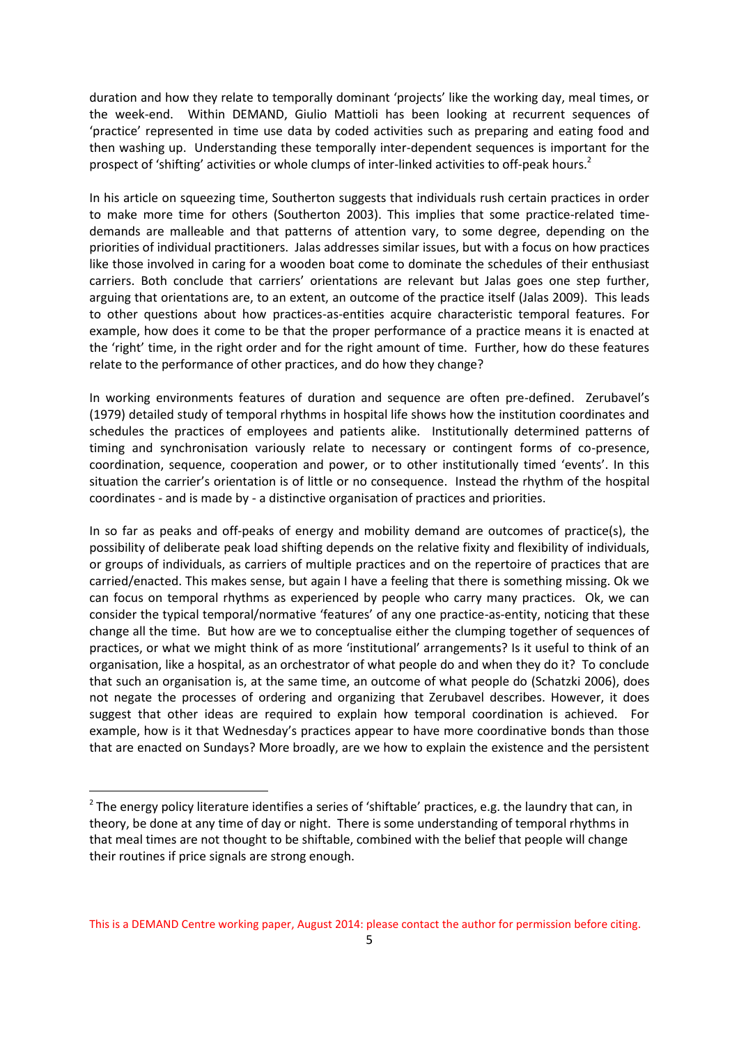duration and how they relate to temporally dominant 'projects' like the working day, meal times, or the week-end. Within DEMAND, Giulio Mattioli has been looking at recurrent sequences of 'practice' represented in time use data by coded activities such as preparing and eating food and then washing up. Understanding these temporally inter-dependent sequences is important for the prospect of 'shifting' activities or whole clumps of inter-linked activities to off-peak hours.[2]

In his article on squeezing time, Southerton suggests that individuals rush certain practices in order to make more time for others (Southerton 2003). This implies that some practice-related time-demands are malleable and that patterns of attention vary, to some degree, depending on the priorities of individual practitioners. Jalas addresses similar issues, but with a focus on how practices like those involved in caring for a wooden boat come to dominate the schedules of their enthusiast carriers. Both conclude that carriers' orientations are relevant but Jalas goes one step further, arguing that orientations are, to an extent, an outcome of the practice itself (Jalas 2009). This leads to other questions about how practices-as-entities acquire characteristic temporal features. For example, how does it come to be that the proper performance of a practice means it is enacted at the 'right' time, in the right order and for the right amount of time. Further, how do these features relate to the performance of other practices, and do how they change?

In working environments features of duration and sequence are often pre-defined. Zerubavel's (1979) detailed study of temporal rhythms in hospital life shows how the institution coordinates and schedules the practices of employees and patients alike. Institutionally determined patterns of timing and synchronisation variously relate to necessary or contingent forms of co-presence, coordination, sequence, cooperation and power, or to other institutionally timed 'events'. In this situation the carrier's orientation is of little or no consequence. Instead the rhythm of the hospital coordinates - and is made by - a distinctive organisation of practices and priorities.

In so far as peaks and off-peaks of energy and mobility demand are outcomes of practice(s), the possibility of deliberate peak load shifting depends on the relative fixity and flexibility of individuals, or groups of individuals, as carriers of multiple practices and on the repertoire of practices that are carried/enacted. This makes sense, but again I have a feeling that there is something missing. Ok we can focus on temporal rhythms as experienced by people who carry many practices. Ok, we can consider the typical temporal/normative 'features' of any one practice-as-entity, noticing that these change all the time. But how are we to conceptualise either the clumping together of sequences of practices, or what we might think of as more 'institutional' arrangements? Is it useful to think of an organisation, like a hospital, as an orchestrator of what people do and when they do it? To conclude that such an organisation is, at the same time, an outcome of what people do (Schatzki 2006), does not negate the processes of ordering and organizing that Zerubavel describes. However, it does suggest that other ideas are required to explain how temporal coordination is achieved. For example, how is it that Wednesday's practices appear to have more coordinative bonds than those that are enacted on Sundays? More broadly, are we how to explain the existence and the persistent

[2] The energy policy literature identifies a series of 'shiftable' practices, e.g. the laundry that can, in theory, be done at any time of day or night. There is some understanding of temporal rhythms in that meal times are not thought to be shiftable, combined with the belief that people will change their routines if price signals are strong enough.

This is a DEMAND Centre working paper, August 2014: please contact the author for permission before citing.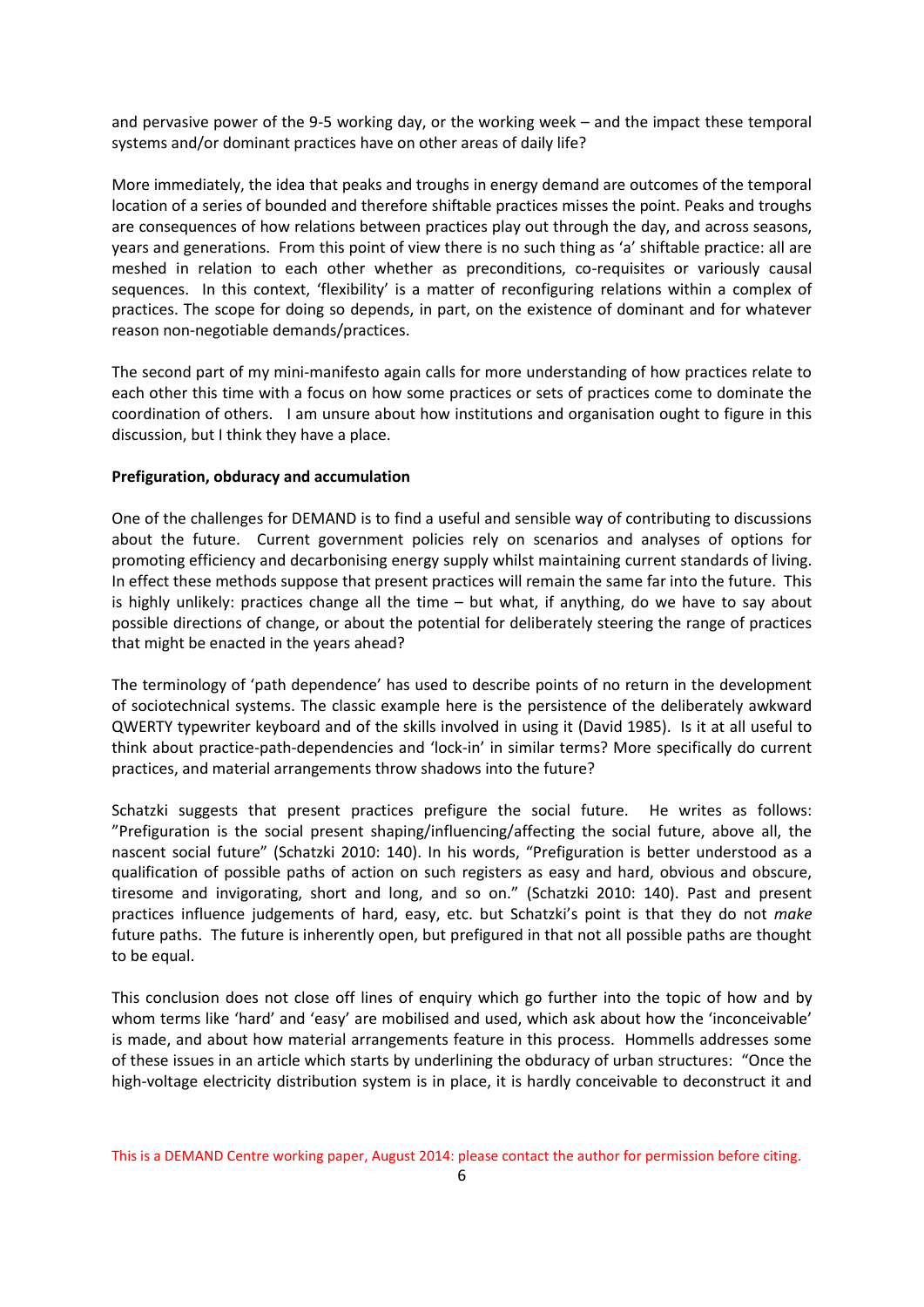and pervasive power of the 9-5 working day, or the working week – and the impact these temporal systems and/or dominant practices have on other areas of daily life?

More immediately, the idea that peaks and troughs in energy demand are outcomes of the temporal location of a series of bounded and therefore shiftable practices misses the point. Peaks and troughs are consequences of how relations between practices play out through the day, and across seasons, years and generations. From this point of view there is no such thing as 'a' shiftable practice: all are meshed in relation to each other whether as preconditions, co-requisites or variously causal sequences. In this context, 'flexibility' is a matter of reconfiguring relations within a complex of practices. The scope for doing so depends, in part, on the existence of dominant and for whatever reason non-negotiable demands/practices.

The second part of my mini-manifesto again calls for more understanding of how practices relate to each other this time with a focus on how some practices or sets of practices come to dominate the coordination of others. I am unsure about how institutions and organisation ought to figure in this discussion, but I think they have a place.

**Prefiguration, obduracy and accumulation**

One of the challenges for DEMAND is to find a useful and sensible way of contributing to discussions about the future. Current government policies rely on scenarios and analyses of options for promoting efficiency and decarbonising energy supply whilst maintaining current standards of living. In effect these methods suppose that present practices will remain the same far into the future. This is highly unlikely: practices change all the time – but what, if anything, do we have to say about possible directions of change, or about the potential for deliberately steering the range of practices that might be enacted in the years ahead?

The terminology of 'path dependence' has used to describe points of no return in the development of sociotechnical systems. The classic example here is the persistence of the deliberately awkward QWERTY typewriter keyboard and of the skills involved in using it (David 1985). Is it at all useful to think about practice-path-dependencies and 'lock-in' in similar terms? More specifically do current practices, and material arrangements throw shadows into the future?

Schatzki suggests that present practices prefigure the social future. He writes as follows: "Prefiguration is the social present shaping/influencing/affecting the social future, above all, the nascent social future" (Schatzki 2010: 140). In his words, "Prefiguration is better understood as a qualification of possible paths of action on such registers as easy and hard, obvious and obscure, tiresome and invigorating, short and long, and so on." (Schatzki 2010: 140). Past and present practices influence judgements of hard, easy, etc. but Schatzki's point is that they do not *make* future paths. The future is inherently open, but prefigured in that not all possible paths are thought to be equal.

This conclusion does not close off lines of enquiry which go further into the topic of how and by whom terms like 'hard' and 'easy' are mobilised and used, which ask about how the 'inconceivable' is made, and about how material arrangements feature in this process. Hommells addresses some of these issues in an article which starts by underlining the obduracy of urban structures: "Once the high-voltage electricity distribution system is in place, it is hardly conceivable to deconstruct it and

This is a DEMAND Centre working paper, August 2014: please contact the author for permission before citing.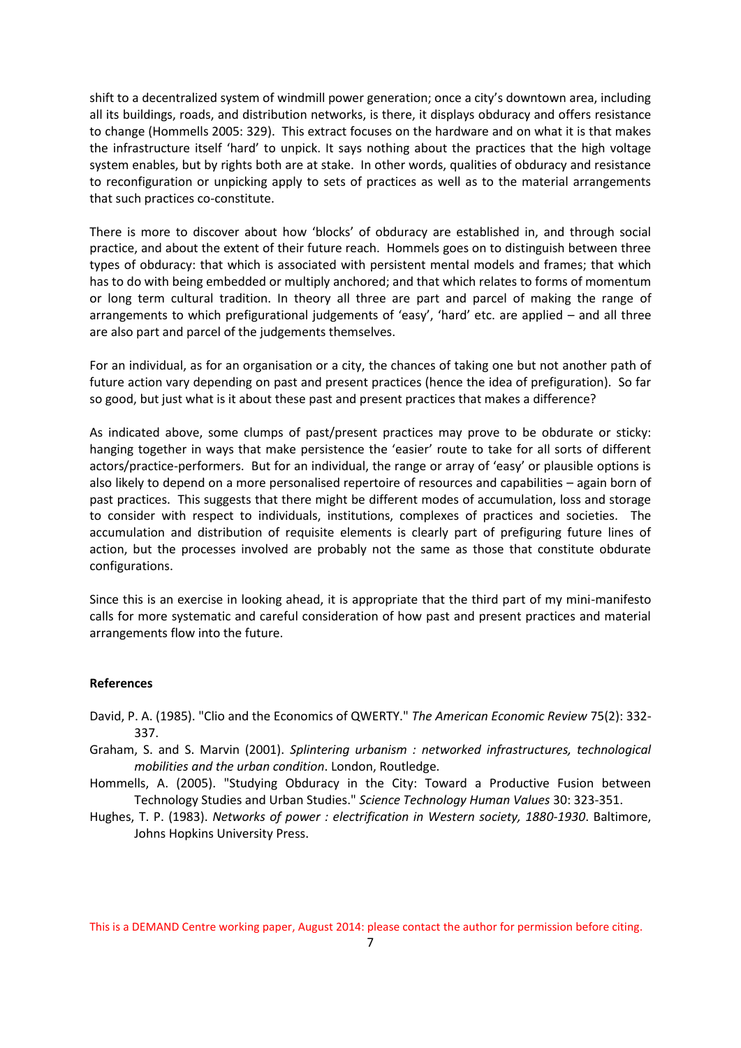shift to a decentralized system of windmill power generation; once a city's downtown area, including all its buildings, roads, and distribution networks, is there, it displays obduracy and offers resistance to change (Hommells 2005: 329). This extract focuses on the hardware and on what it is that makes the infrastructure itself 'hard' to unpick. It says nothing about the practices that the high voltage system enables, but by rights both are at stake. In other words, qualities of obduracy and resistance to reconfiguration or unpicking apply to sets of practices as well as to the material arrangements that such practices co-constitute.

There is more to discover about how 'blocks' of obduracy are established in, and through social practice, and about the extent of their future reach. Hommels goes on to distinguish between three types of obduracy: that which is associated with persistent mental models and frames; that which has to do with being embedded or multiply anchored; and that which relates to forms of momentum or long term cultural tradition. In theory all three are part and parcel of making the range of arrangements to which prefigurational judgements of 'easy', 'hard' etc. are applied – and all three are also part and parcel of the judgements themselves.

For an individual, as for an organisation or a city, the chances of taking one but not another path of future action vary depending on past and present practices (hence the idea of prefiguration). So far so good, but just what is it about these past and present practices that makes a difference?

As indicated above, some clumps of past/present practices may prove to be obdurate or sticky: hanging together in ways that make persistence the 'easier' route to take for all sorts of different actors/practice-performers. But for an individual, the range or array of 'easy' or plausible options is also likely to depend on a more personalised repertoire of resources and capabilities – again born of past practices. This suggests that there might be different modes of accumulation, loss and storage to consider with respect to individuals, institutions, complexes of practices and societies. The accumulation and distribution of requisite elements is clearly part of prefiguring future lines of action, but the processes involved are probably not the same as those that constitute obdurate configurations.

Since this is an exercise in looking ahead, it is appropriate that the third part of my mini-manifesto calls for more systematic and careful consideration of how past and present practices and material arrangements flow into the future.

**References**

David, P. A. (1985). "Clio and the Economics of QWERTY." *The American Economic Review* 75(2): 332-337.

Graham, S. and S. Marvin (2001). *Splintering urbanism : networked infrastructures, technological mobilities and the urban condition*. London, Routledge.

Hommells, A. (2005). "Studying Obduracy in the City: Toward a Productive Fusion between Technology Studies and Urban Studies." *Science Technology Human Values* 30: 323-351.

Hughes, T. P. (1983). *Networks of power : electrification in Western society, 1880-1930*. Baltimore, Johns Hopkins University Press.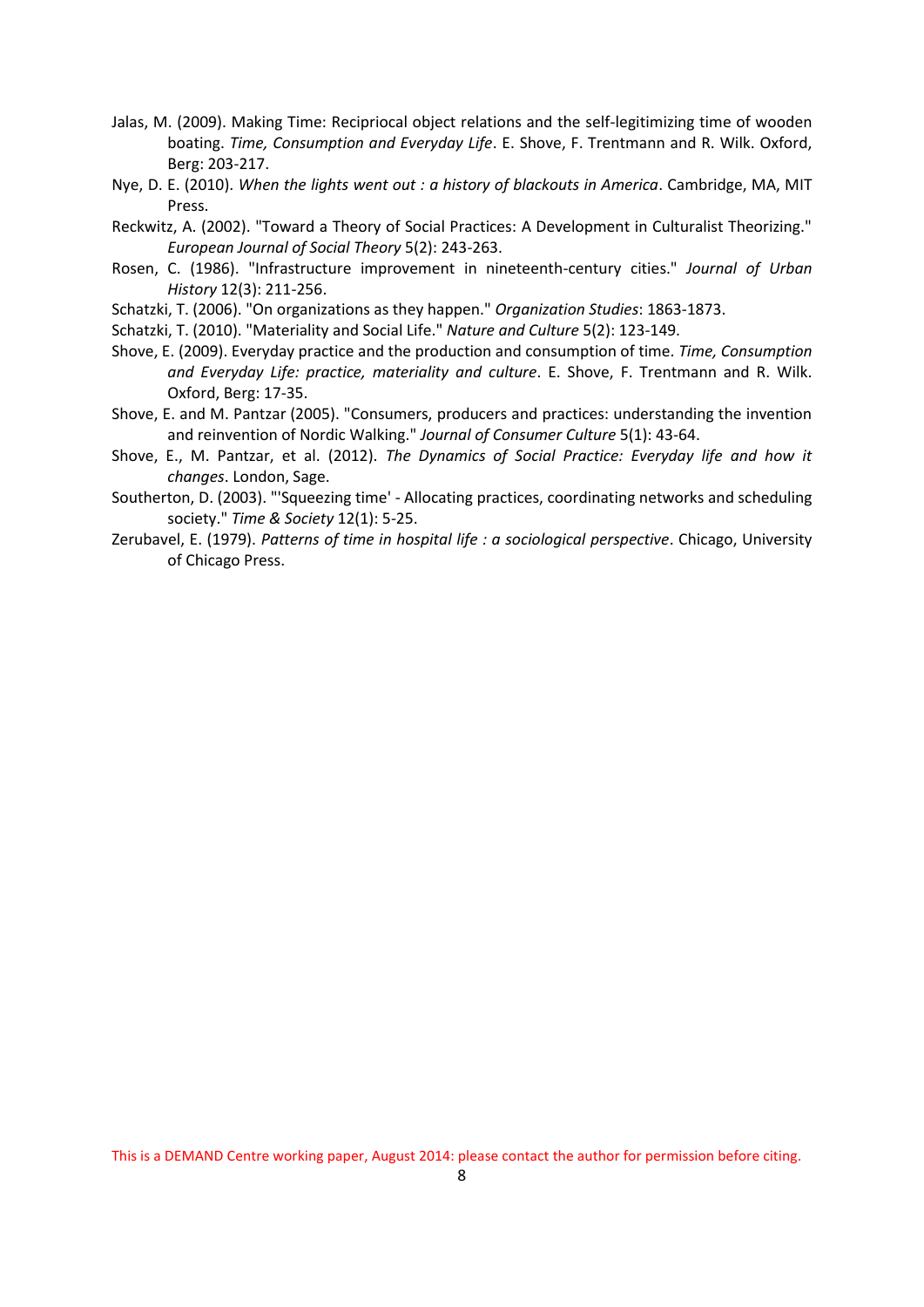Jalas, M. (2009). Making Time: Recipriocal object relations and the self-legitimizing time of wooden boating. *Time, Consumption and Everyday Life*. E. Shove, F. Trentmann and R. Wilk. Oxford, Berg: 203-217.

Nye, D. E. (2010). *When the lights went out : a history of blackouts in America*. Cambridge, MA, MIT Press.

Reckwitz, A. (2002). "Toward a Theory of Social Practices: A Development in Culturalist Theorizing." *European Journal of Social Theory* 5(2): 243-263.

Rosen, C. (1986). "Infrastructure improvement in nineteenth-century cities." *Journal of Urban History* 12(3): 211-256.

Schatzki, T. (2006). "On organizations as they happen." *Organization Studies*: 1863-1873.

Schatzki, T. (2010). "Materiality and Social Life." *Nature and Culture* 5(2): 123-149.

Shove, E. (2009). Everyday practice and the production and consumption of time. *Time, Consumption and Everyday Life: practice, materiality and culture*. E. Shove, F. Trentmann and R. Wilk. Oxford, Berg: 17-35.

Shove, E. and M. Pantzar (2005). "Consumers, producers and practices: understanding the invention and reinvention of Nordic Walking." *Journal of Consumer Culture* 5(1): 43-64.

Shove, E., M. Pantzar, et al. (2012). *The Dynamics of Social Practice: Everyday life and how it changes*. London, Sage.

Southerton, D. (2003). "'Squeezing time' - Allocating practices, coordinating networks and scheduling society." *Time & Society* 12(1): 5-25.

Zerubavel, E. (1979). *Patterns of time in hospital life : a sociological perspective*. Chicago, University of Chicago Press.

This is a DEMAND Centre working paper, August 2014: please contact the author for permission before citing.